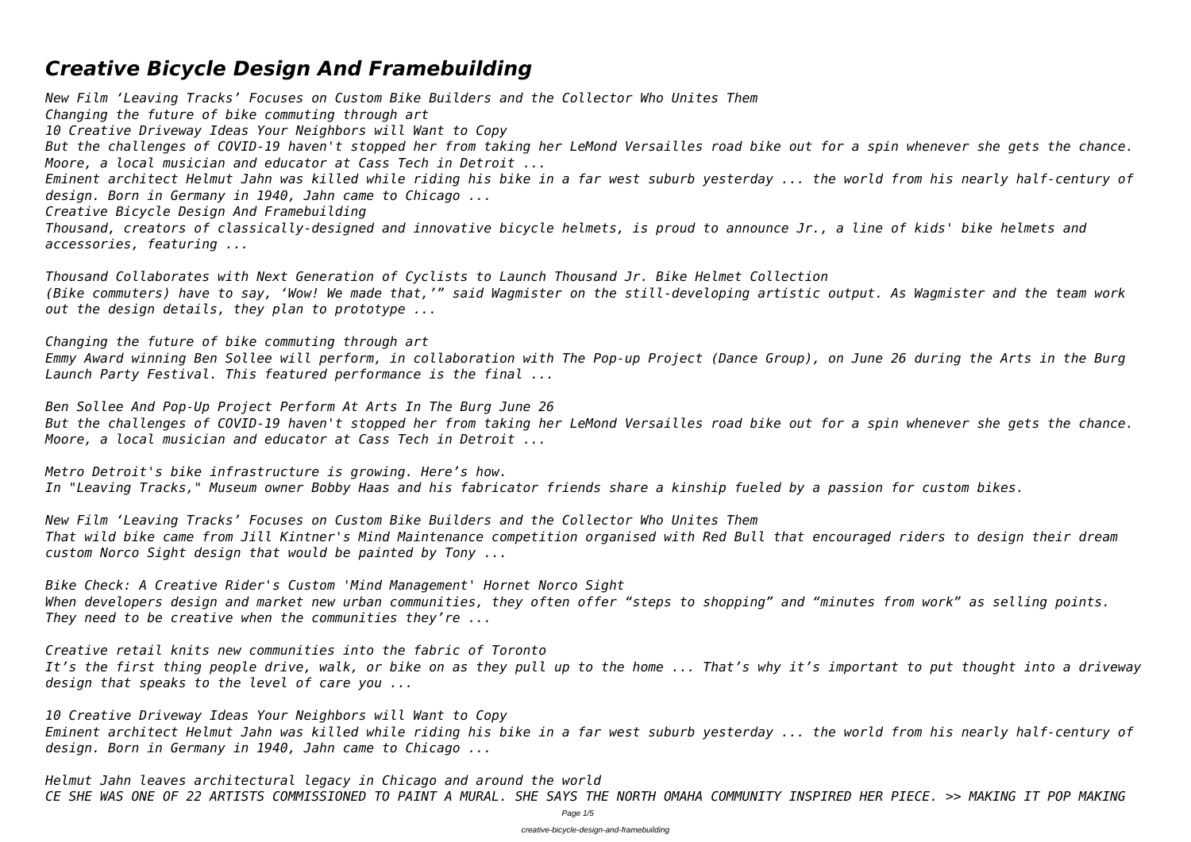# *Creative Bicycle Design And Framebuilding*

*New Film 'Leaving Tracks' Focuses on Custom Bike Builders and the Collector Who Unites Them*
*Changing the future of bike commuting through art*
*10 Creative Driveway Ideas Your Neighbors will Want to Copy*
*But the challenges of COVID-19 haven't stopped her from taking her LeMond Versailles road bike out for a spin whenever she gets the chance. Moore, a local musician and educator at Cass Tech in Detroit ...*
*Eminent architect Helmut Jahn was killed while riding his bike in a far west suburb yesterday ... the world from his nearly half-century of design. Born in Germany in 1940, Jahn came to Chicago ...*
*Creative Bicycle Design And Framebuilding*
*Thousand, creators of classically-designed and innovative bicycle helmets, is proud to announce Jr., a line of kids' bike helmets and accessories, featuring ...*

*Thousand Collaborates with Next Generation of Cyclists to Launch Thousand Jr. Bike Helmet Collection*
*(Bike commuters) have to say, 'Wow! We made that,'" said Wagmister on the still-developing artistic output. As Wagmister and the team work out the design details, they plan to prototype ...*

*Changing the future of bike commuting through art*
*Emmy Award winning Ben Sollee will perform, in collaboration with The Pop-up Project (Dance Group), on June 26 during the Arts in the Burg Launch Party Festival. This featured performance is the final ...*

*Ben Sollee And Pop-Up Project Perform At Arts In The Burg June 26*
*But the challenges of COVID-19 haven't stopped her from taking her LeMond Versailles road bike out for a spin whenever she gets the chance. Moore, a local musician and educator at Cass Tech in Detroit ...*

*Metro Detroit's bike infrastructure is growing. Here's how.*
*In "Leaving Tracks," Museum owner Bobby Haas and his fabricator friends share a kinship fueled by a passion for custom bikes.*

*New Film 'Leaving Tracks' Focuses on Custom Bike Builders and the Collector Who Unites Them*
*That wild bike came from Jill Kintner's Mind Maintenance competition organised with Red Bull that encouraged riders to design their dream custom Norco Sight design that would be painted by Tony ...*

*Bike Check: A Creative Rider's Custom 'Mind Management' Hornet Norco Sight*
*When developers design and market new urban communities, they often offer "steps to shopping" and "minutes from work" as selling points. They need to be creative when the communities they're ...*

*Creative retail knits new communities into the fabric of Toronto*
*It's the first thing people drive, walk, or bike on as they pull up to the home ... That's why it's important to put thought into a driveway design that speaks to the level of care you ...*

*10 Creative Driveway Ideas Your Neighbors will Want to Copy*
*Eminent architect Helmut Jahn was killed while riding his bike in a far west suburb yesterday ... the world from his nearly half-century of design. Born in Germany in 1940, Jahn came to Chicago ...*

*Helmut Jahn leaves architectural legacy in Chicago and around the world*
*CE SHE WAS ONE OF 22 ARTISTS COMMISSIONED TO PAINT A MURAL. SHE SAYS THE NORTH OMAHA COMMUNITY INSPIRED HER PIECE. >> MAKING IT POP MAKING*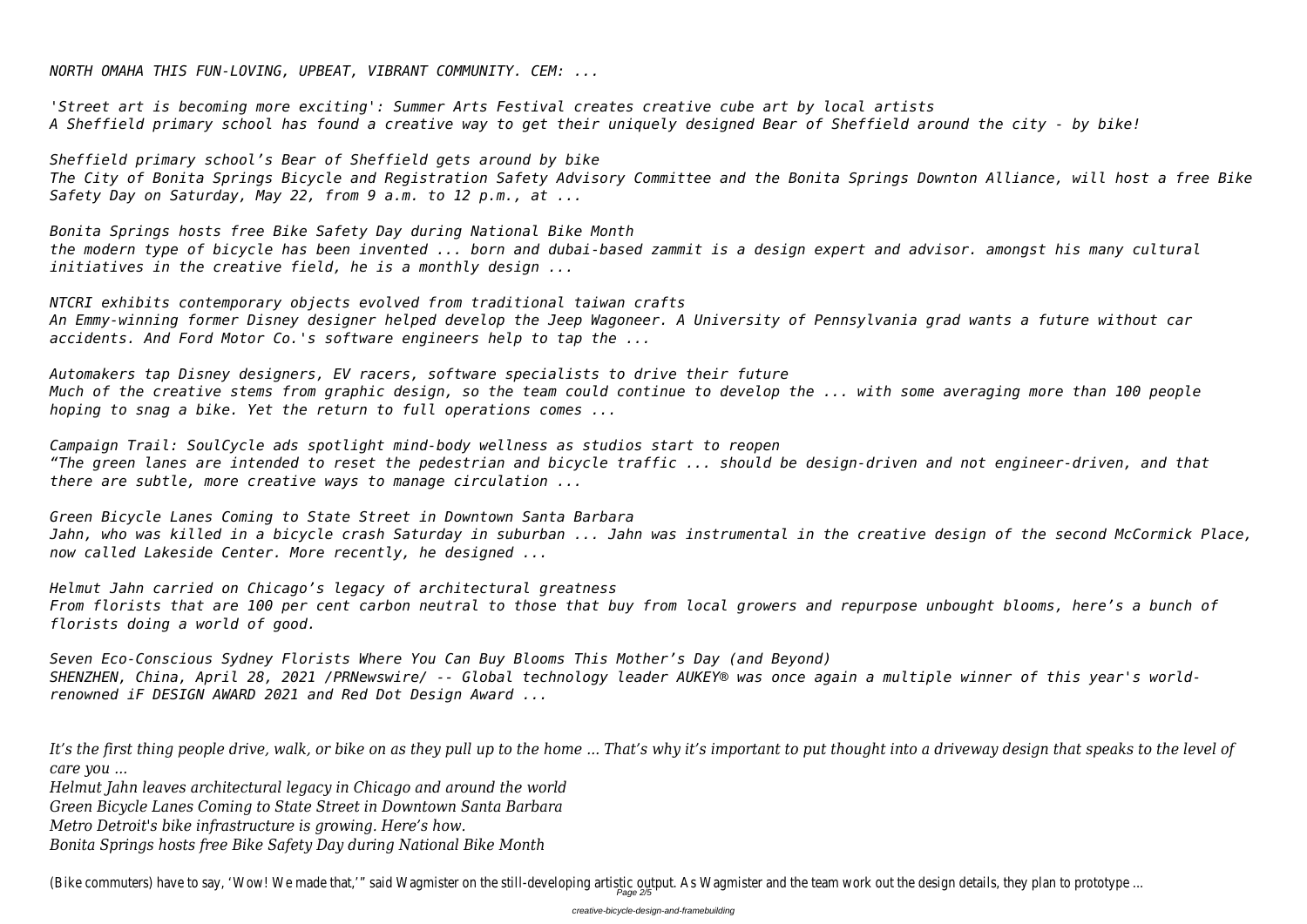*NORTH OMAHA THIS FUN-LOVING, UPBEAT, VIBRANT COMMUNITY. CEM: ...*

*'Street art is becoming more exciting': Summer Arts Festival creates creative cube art by local artists*
*A Sheffield primary school has found a creative way to get their uniquely designed Bear of Sheffield around the city - by bike!*

*Sheffield primary school's Bear of Sheffield gets around by bike*
*The City of Bonita Springs Bicycle and Registration Safety Advisory Committee and the Bonita Springs Downton Alliance, will host a free Bike Safety Day on Saturday, May 22, from 9 a.m. to 12 p.m., at ...*

*Bonita Springs hosts free Bike Safety Day during National Bike Month*
*the modern type of bicycle has been invented ... born and dubai-based zammit is a design expert and advisor. amongst his many cultural initiatives in the creative field, he is a monthly design ...*

*NTCRI exhibits contemporary objects evolved from traditional taiwan crafts*
*An Emmy-winning former Disney designer helped develop the Jeep Wagoneer. A University of Pennsylvania grad wants a future without car accidents. And Ford Motor Co.'s software engineers help to tap the ...*

*Automakers tap Disney designers, EV racers, software specialists to drive their future*
*Much of the creative stems from graphic design, so the team could continue to develop the ... with some averaging more than 100 people hoping to snag a bike. Yet the return to full operations comes ...*

*Campaign Trail: SoulCycle ads spotlight mind-body wellness as studios start to reopen*
*"The green lanes are intended to reset the pedestrian and bicycle traffic ... should be design-driven and not engineer-driven, and that there are subtle, more creative ways to manage circulation ...*

*Green Bicycle Lanes Coming to State Street in Downtown Santa Barbara*
*Jahn, who was killed in a bicycle crash Saturday in suburban ... Jahn was instrumental in the creative design of the second McCormick Place, now called Lakeside Center. More recently, he designed ...*

*Helmut Jahn carried on Chicago's legacy of architectural greatness*
*From florists that are 100 per cent carbon neutral to those that buy from local growers and repurpose unbought blooms, here's a bunch of florists doing a world of good.*

*Seven Eco-Conscious Sydney Florists Where You Can Buy Blooms This Mother's Day (and Beyond)*
*SHENZHEN, China, April 28, 2021 /PRNewswire/ -- Global technology leader AUKEY® was once again a multiple winner of this year's world-renowned iF DESIGN AWARD 2021 and Red Dot Design Award ...*

*It's the first thing people drive, walk, or bike on as they pull up to the home ... That's why it's important to put thought into a driveway design that speaks to the level of care you ...*
*Helmut Jahn leaves architectural legacy in Chicago and around the world*
*Green Bicycle Lanes Coming to State Street in Downtown Santa Barbara*
*Metro Detroit's bike infrastructure is growing. Here's how.*
*Bonita Springs hosts free Bike Safety Day during National Bike Month*

(Bike commuters) have to say, 'Wow! We made that,'" said Wagmister on the still-developing artistic output. As Wagmister and the team work out the design details, they plan to prototype ...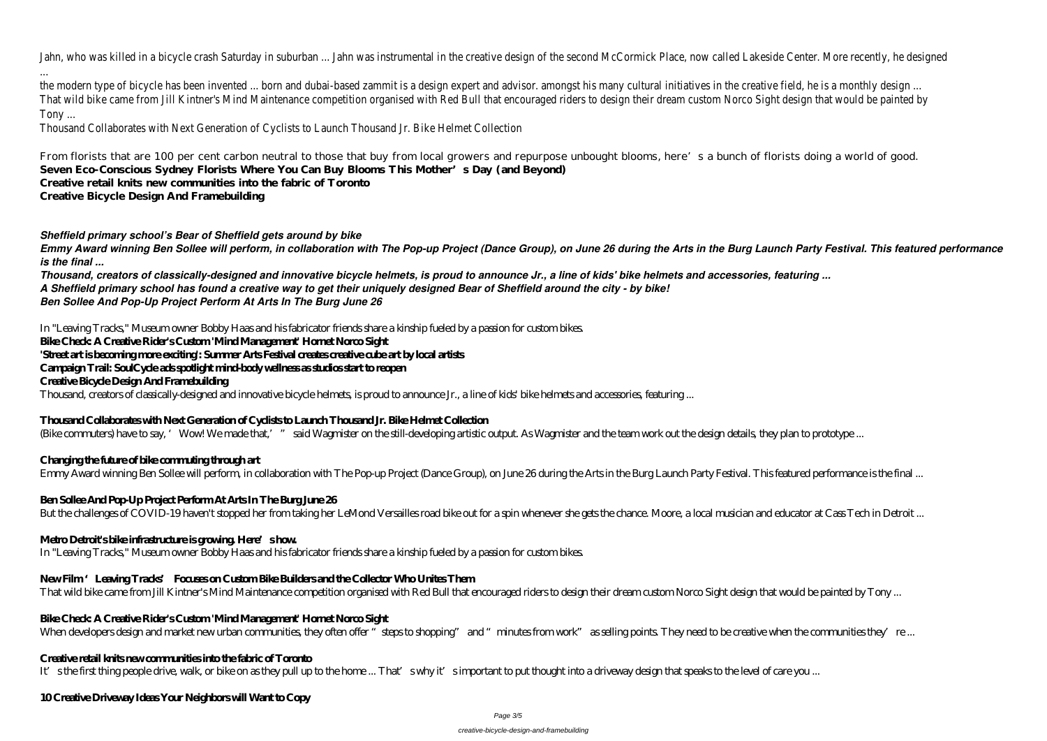Jahn, who was killed in a bicycle crash Saturday in suburban ... Jahn was instrumental in the creative design of the second McCormick Place, now called Lakeside Center. More recently, he designed ...

the modern type of bicycle has been invented ... born and dubai-based zammit is a design expert and advisor. amongst his many cultural initiatives in the creative field, he is a monthly design ...

That wild bike came from Jill Kintner's Mind Maintenance competition organised with Red Bull that encouraged riders to design their dream custom Norco Sight design that would be painted by Tony ...

Thousand Collaborates with Next Generation of Cyclists to Launch Thousand Jr. Bike Helmet Collection

From florists that are 100 per cent carbon neutral to those that buy from local growers and repurpose unbought blooms, here's a bunch of florists doing a world of good.

**Seven Eco-Conscious Sydney Florists Where You Can Buy Blooms This Mother's Day (and Beyond)**

**Creative retail knits new communities into the fabric of Toronto**

**Creative Bicycle Design And Framebuilding**

***Sheffield primary school's Bear of Sheffield gets around by bike***

***Emmy Award winning Ben Sollee will perform, in collaboration with The Pop-up Project (Dance Group), on June 26 during the Arts in the Burg Launch Party Festival. This featured performance is the final ...***

***Thousand, creators of classically-designed and innovative bicycle helmets, is proud to announce Jr., a line of kids' bike helmets and accessories, featuring ...***

***A Sheffield primary school has found a creative way to get their uniquely designed Bear of Sheffield around the city - by bike!***

***Ben Sollee And Pop-Up Project Perform At Arts In The Burg June 26***

In "Leaving Tracks," Museum owner Bobby Haas and his fabricator friends share a kinship fueled by a passion for custom bikes.

**Bike Check: A Creative Rider's Custom 'Mind Management' Hornet Norco Sight**

**'Street art is becoming more exciting': Summer Arts Festival creates creative cube art by local artists**

**Campaign Trail: SoulCycle ads spotlight mind-body wellness as studios start to reopen**

**Creative Bicycle Design And Framebuilding**

Thousand, creators of classically-designed and innovative bicycle helmets, is proud to announce Jr., a line of kids' bike helmets and accessories, featuring ...

**Thousand Collaborates with Next Generation of Cyclists to Launch Thousand Jr. Bike Helmet Collection**

(Bike commuters) have to say, 'Wow! We made that,'" said Wagmister on the still-developing artistic output. As Wagmister and the team work out the design details, they plan to prototype ...

**Changing the future of bike commuting through art**

Emmy Award winning Ben Sollee will perform, in collaboration with The Pop-up Project (Dance Group), on June 26 during the Arts in the Burg Launch Party Festival. This featured performance is the final ...

**Ben Sollee And Pop-Up Project Perform At Arts In The Burg June 26**

But the challenges of COVID-19 haven't stopped her from taking her LeMond Versailles road bike out for a spin whenever she gets the chance. Moore, a local musician and educator at Cass Tech in Detroit ...

**Metro Detroit's bike infrastructure is growing. Here's how.**

In "Leaving Tracks," Museum owner Bobby Haas and his fabricator friends share a kinship fueled by a passion for custom bikes.

**New Film 'Leaving Tracks' Focuses on Custom Bike Builders and the Collector Who Unites Them**

That wild bike came from Jill Kintner's Mind Maintenance competition organised with Red Bull that encouraged riders to design their dream custom Norco Sight design that would be painted by Tony ...

**Bike Check: A Creative Rider's Custom 'Mind Management' Hornet Norco Sight**

When developers design and market new urban communities, they often offer "steps to shopping" and "minutes from work" as selling points. They need to be creative when the communities they're ...

**Creative retail knits new communities into the fabric of Toronto**

It's the first thing people drive, walk, or bike on as they pull up to the home ... That's why it's important to put thought into a driveway design that speaks to the level of care you ...

**10 Creative Driveway Ideas Your Neighbors will Want to Copy**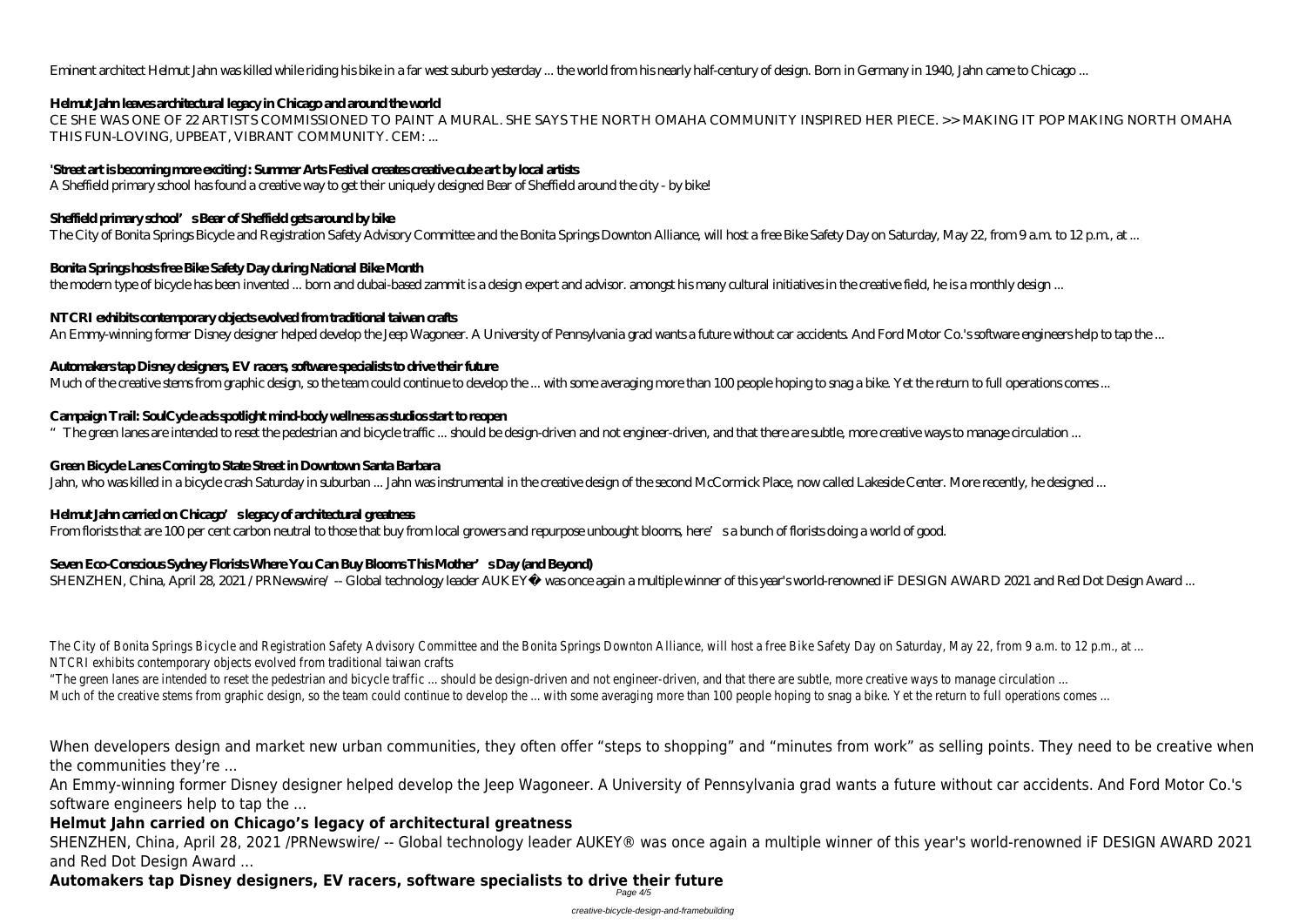Eminent architect Helmut Jahn was killed while riding his bike in a far west suburb yesterday ... the world from his nearly half-century of design. Born in Germany in 1940, Jahn came to Chicago ...

**Helmut Jahn leaves architectural legacy in Chicago and around the world**

CE SHE WAS ONE OF 22 ARTISTS COMMISSIONED TO PAINT A MURAL. SHE SAYS THE NORTH OMAHA COMMUNITY INSPIRED HER PIECE. >> MAKING IT POP MAKING NORTH OMAHA THIS FUN-LOVING, UPBEAT, VIBRANT COMMUNITY. CEM: ...

**'Street art is becoming more exciting': Summer Arts Festival creates creative cube art by local artists**

A Sheffield primary school has found a creative way to get their uniquely designed Bear of Sheffield around the city - by bike!

**Sheffield primary school's Bear of Sheffield gets around by bike**

The City of Bonita Springs Bicycle and Registration Safety Advisory Committee and the Bonita Springs Downton Alliance, will host a free Bike Safety Day on Saturday, May 22, from 9 a.m. to 12 p.m., at ...

**Bonita Springs hosts free Bike Safety Day during National Bike Month**

the modern type of bicycle has been invented ... born and dubai-based zammit is a design expert and advisor. amongst his many cultural initiatives in the creative field, he is a monthly design ...

**NTCRI exhibits contemporary objects evolved from traditional taiwan crafts**

An Emmy-winning former Disney designer helped develop the Jeep Wagoneer. A University of Pennsylvania grad wants a future without car accidents. And Ford Motor Co.'s software engineers help to tap the ...

**Automakers tap Disney designers, EV racers, software specialists to drive their future**

Much of the creative stems from graphic design, so the team could continue to develop the ... with some averaging more than 100 people hoping to snag a bike. Yet the return to full operations comes ...

**Campaign Trail: SoulCycle ads spotlight mind-body wellness as studios start to reopen**

"The green lanes are intended to reset the pedestrian and bicycle traffic ... should be design-driven and not engineer-driven, and that there are subtle, more creative ways to manage circulation ...

**Green Bicycle Lanes Coming to State Street in Downtown Santa Barbara**

Jahn, who was killed in a bicycle crash Saturday in suburban ... Jahn was instrumental in the creative design of the second McCormick Place, now called Lakeside Center. More recently, he designed ...

**Helmut Jahn carried on Chicago's legacy of architectural greatness**

From florists that are 100 per cent carbon neutral to those that buy from local growers and repurpose unbought blooms, here's a bunch of florists doing a world of good.

**Seven Eco-Conscious Sydney Florists Where You Can Buy Blooms This Mother's Day (and Beyond)**

SHENZHEN, China, April 28, 2021 /PRNewswire/ -- Global technology leader AUKEY® was once again a multiple winner of this year's world-renowned iF DESIGN AWARD 2021 and Red Dot Design Award ...

The City of Bonita Springs Bicycle and Registration Safety Advisory Committee and the Bonita Springs Downton Alliance, will host a free Bike Safety Day on Saturday, May 22, from 9 a.m. to 12 p.m., at ...
NTCRI exhibits contemporary objects evolved from traditional taiwan crafts
"The green lanes are intended to reset the pedestrian and bicycle traffic ... should be design-driven and not engineer-driven, and that there are subtle, more creative ways to manage circulation ...
Much of the creative stems from graphic design, so the team could continue to develop the ... with some averaging more than 100 people hoping to snag a bike. Yet the return to full operations comes ...

When developers design and market new urban communities, they often offer "steps to shopping" and "minutes from work" as selling points. They need to be creative when the communities they're ...

An Emmy-winning former Disney designer helped develop the Jeep Wagoneer. A University of Pennsylvania grad wants a future without car accidents. And Ford Motor Co.'s software engineers help to tap the ...

**Helmut Jahn carried on Chicago's legacy of architectural greatness**

SHENZHEN, China, April 28, 2021 /PRNewswire/ -- Global technology leader AUKEY® was once again a multiple winner of this year's world-renowned iF DESIGN AWARD 2021 and Red Dot Design Award ...

**Automakers tap Disney designers, EV racers, software specialists to drive their future**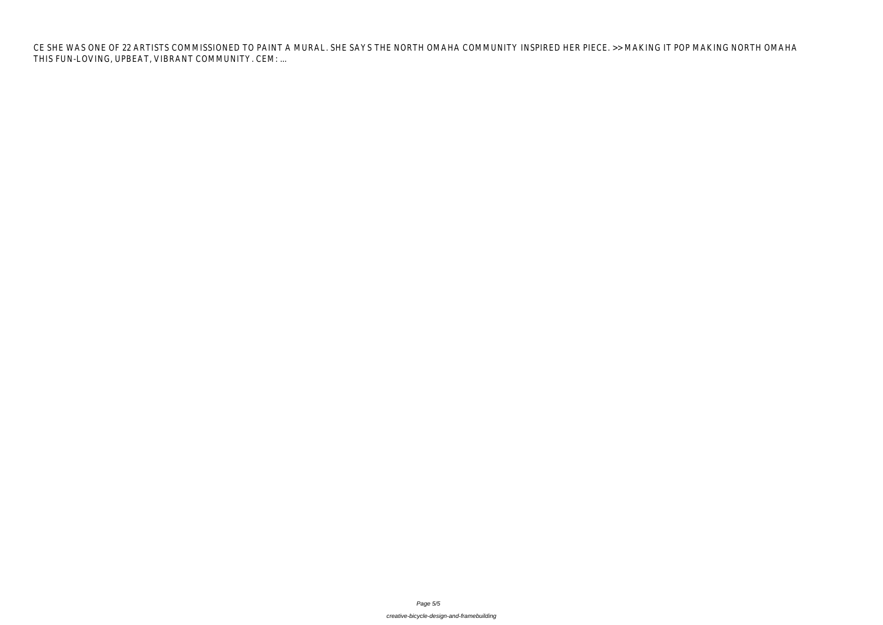CE SHE WAS ONE OF 22 ARTISTS COMMISSIONED TO PAINT A MURAL. SHE SAYS THE NORTH OMAHA COMMUNITY INSPIRED HER PIECE. >> MAKING IT POP MAKING NORTH OMAHA THIS FUN-LOVING, UPBEAT, VIBRANT COMMUNITY. CEM: ...